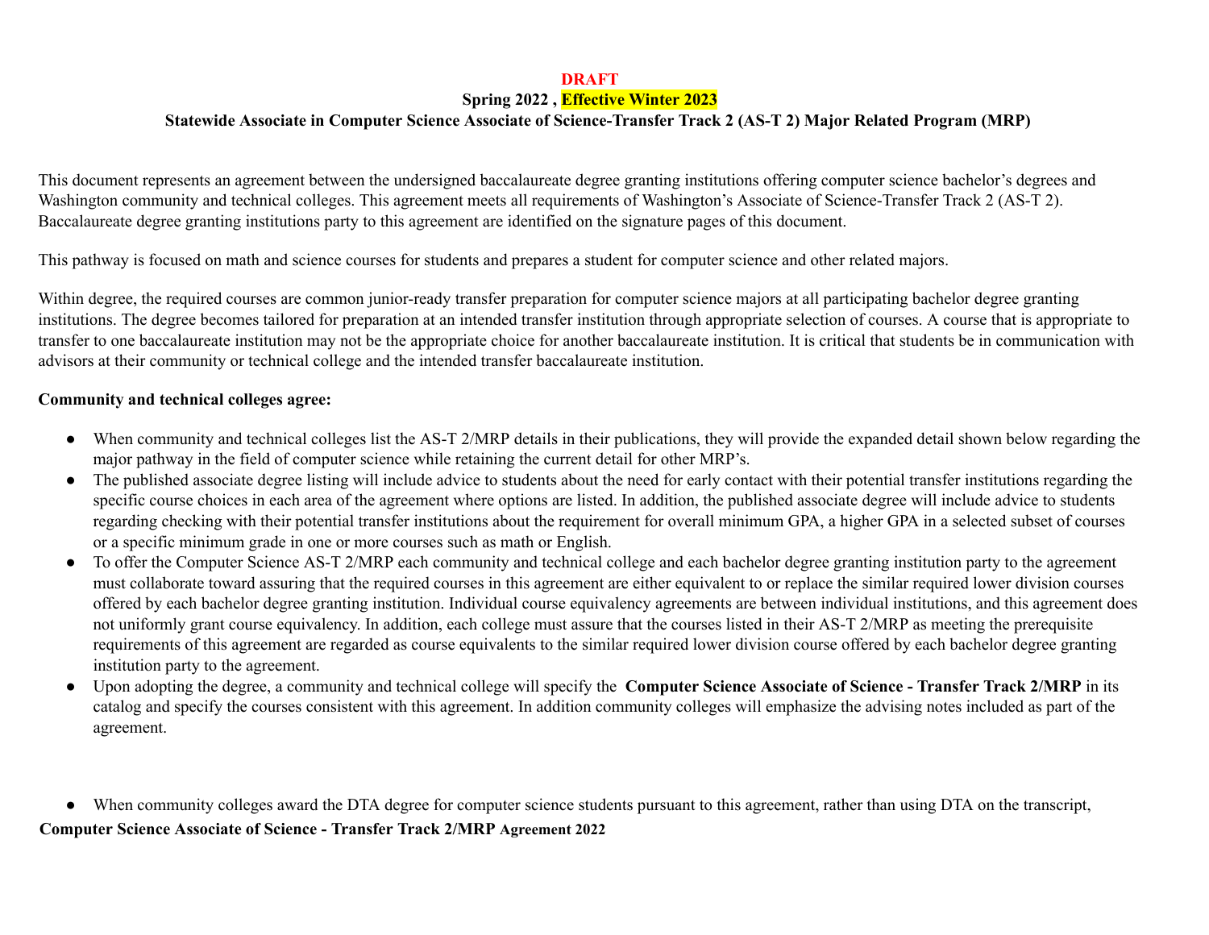**DRAFT**

**Spring 2022 , Effective Winter 2023**

**Statewide Associate in Computer Science Associate of Science-Transfer Track 2 (AS-T 2) Major Related Program (MRP)**

This document represents an agreement between the undersigned baccalaureate degree granting institutions offering computer science bachelor's degrees and Washington community and technical colleges. This agreement meets all requirements of Washington's Associate of Science-Transfer Track 2 (AS-T 2). Baccalaureate degree granting institutions party to this agreement are identified on the signature pages of this document.

This pathway is focused on math and science courses for students and prepares a student for computer science and other related majors.

Within degree, the required courses are common junior-ready transfer preparation for computer science majors at all participating bachelor degree granting institutions. The degree becomes tailored for preparation at an intended transfer institution through appropriate selection of courses. A course that is appropriate to transfer to one baccalaureate institution may not be the appropriate choice for another baccalaureate institution. It is critical that students be in communication with advisors at their community or technical college and the intended transfer baccalaureate institution.

**Community and technical colleges agree:**

- When community and technical colleges list the AS-T 2/MRP details in their publications, they will provide the expanded detail shown below regarding the major pathway in the field of computer science while retaining the current detail for other MRP's.
- The published associate degree listing will include advice to students about the need for early contact with their potential transfer institutions regarding the specific course choices in each area of the agreement where options are listed. In addition, the published associate degree will include advice to students regarding checking with their potential transfer institutions about the requirement for overall minimum GPA, a higher GPA in a selected subset of courses or a specific minimum grade in one or more courses such as math or English.
- To offer the Computer Science AS-T 2/MRP each community and technical college and each bachelor degree granting institution party to the agreement must collaborate toward assuring that the required courses in this agreement are either equivalent to or replace the similar required lower division courses offered by each bachelor degree granting institution. Individual course equivalency agreements are between individual institutions, and this agreement does not uniformly grant course equivalency. In addition, each college must assure that the courses listed in their AS-T 2/MRP as meeting the prerequisite requirements of this agreement are regarded as course equivalents to the similar required lower division course offered by each bachelor degree granting institution party to the agreement.
- Upon adopting the degree, a community and technical college will specify the **Computer Science Associate of Science - Transfer Track 2/MRP** in its catalog and specify the courses consistent with this agreement. In addition community colleges will emphasize the advising notes included as part of the agreement.

- When community colleges award the DTA degree for computer science students pursuant to this agreement, rather than using DTA on the transcript,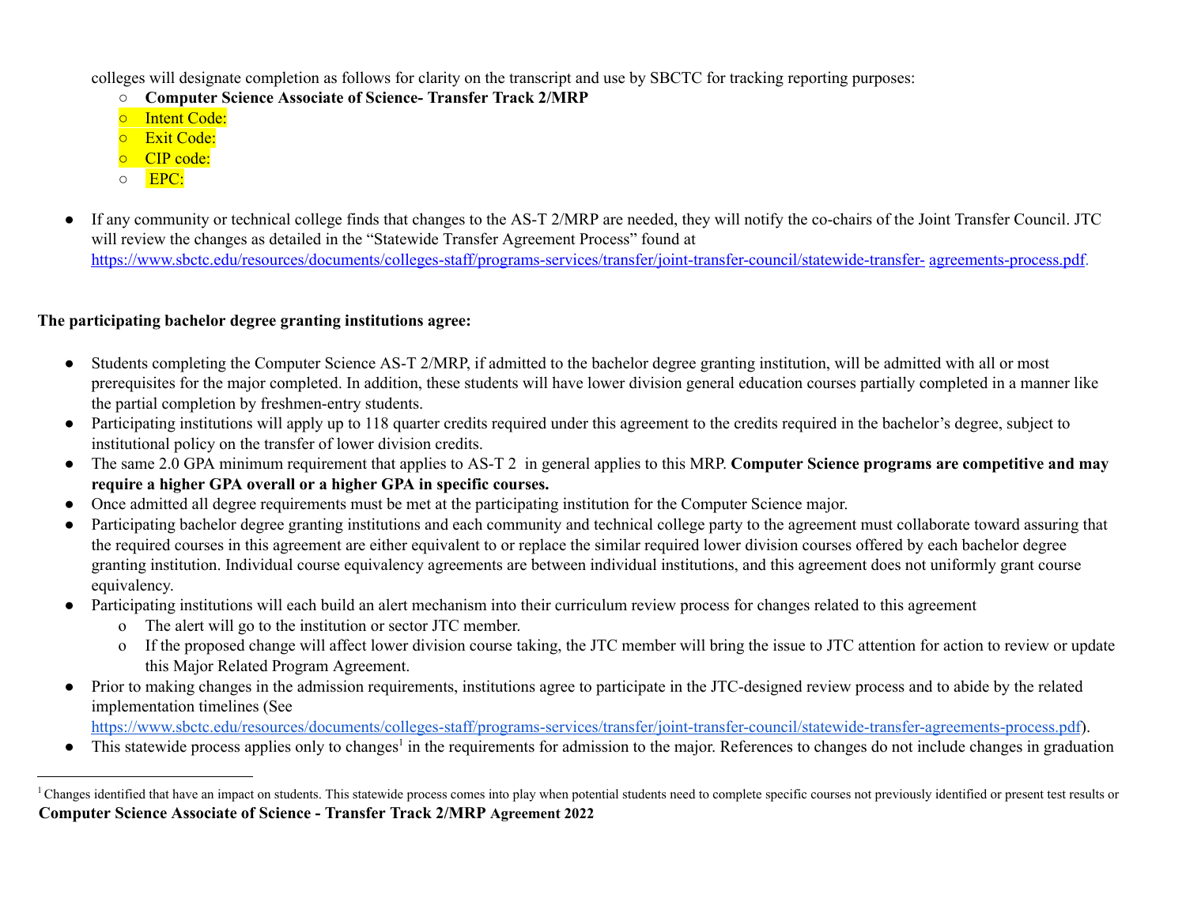colleges will designate completion as follows for clarity on the transcript and use by SBCTC for tracking reporting purposes:

- **Computer Science Associate of Science- Transfer Track 2/MRP**
- Intent Code:
- Exit Code:
- CIP code:
- EPC:

- If any community or technical college finds that changes to the AS-T 2/MRP are needed, they will notify the co-chairs of the Joint Transfer Council. JTC will review the changes as detailed in the "Statewide Transfer Agreement Process" found at https://www.sbctc.edu/resources/documents/colleges-staff/programs-services/transfer/joint-transfer-council/statewide-transfer-agreements-process.pdf.

**The participating bachelor degree granting institutions agree:**

- Students completing the Computer Science AS-T 2/MRP, if admitted to the bachelor degree granting institution, will be admitted with all or most prerequisites for the major completed. In addition, these students will have lower division general education courses partially completed in a manner like the partial completion by freshmen-entry students.
- Participating institutions will apply up to 118 quarter credits required under this agreement to the credits required in the bachelor's degree, subject to institutional policy on the transfer of lower division credits.
- The same 2.0 GPA minimum requirement that applies to AS-T 2 in general applies to this MRP. **Computer Science programs are competitive and may require a higher GPA overall or a higher GPA in specific courses.**
- Once admitted all degree requirements must be met at the participating institution for the Computer Science major.
- Participating bachelor degree granting institutions and each community and technical college party to the agreement must collaborate toward assuring that the required courses in this agreement are either equivalent to or replace the similar required lower division courses offered by each bachelor degree granting institution. Individual course equivalency agreements are between individual institutions, and this agreement does not uniformly grant course equivalency.
- Participating institutions will each build an alert mechanism into their curriculum review process for changes related to this agreement
  - The alert will go to the institution or sector JTC member.
  - If the proposed change will affect lower division course taking, the JTC member will bring the issue to JTC attention for action to review or update this Major Related Program Agreement.
- Prior to making changes in the admission requirements, institutions agree to participate in the JTC-designed review process and to abide by the related implementation timelines (See https://www.sbctc.edu/resources/documents/colleges-staff/programs-services/transfer/joint-transfer-council/statewide-transfer-agreements-process.pdf).
- This statewide process applies only to changes[1] in the requirements for admission to the major. References to changes do not include changes in graduation

[1] Changes identified that have an impact on students. This statewide process comes into play when potential students need to complete specific courses not previously identified or present test results or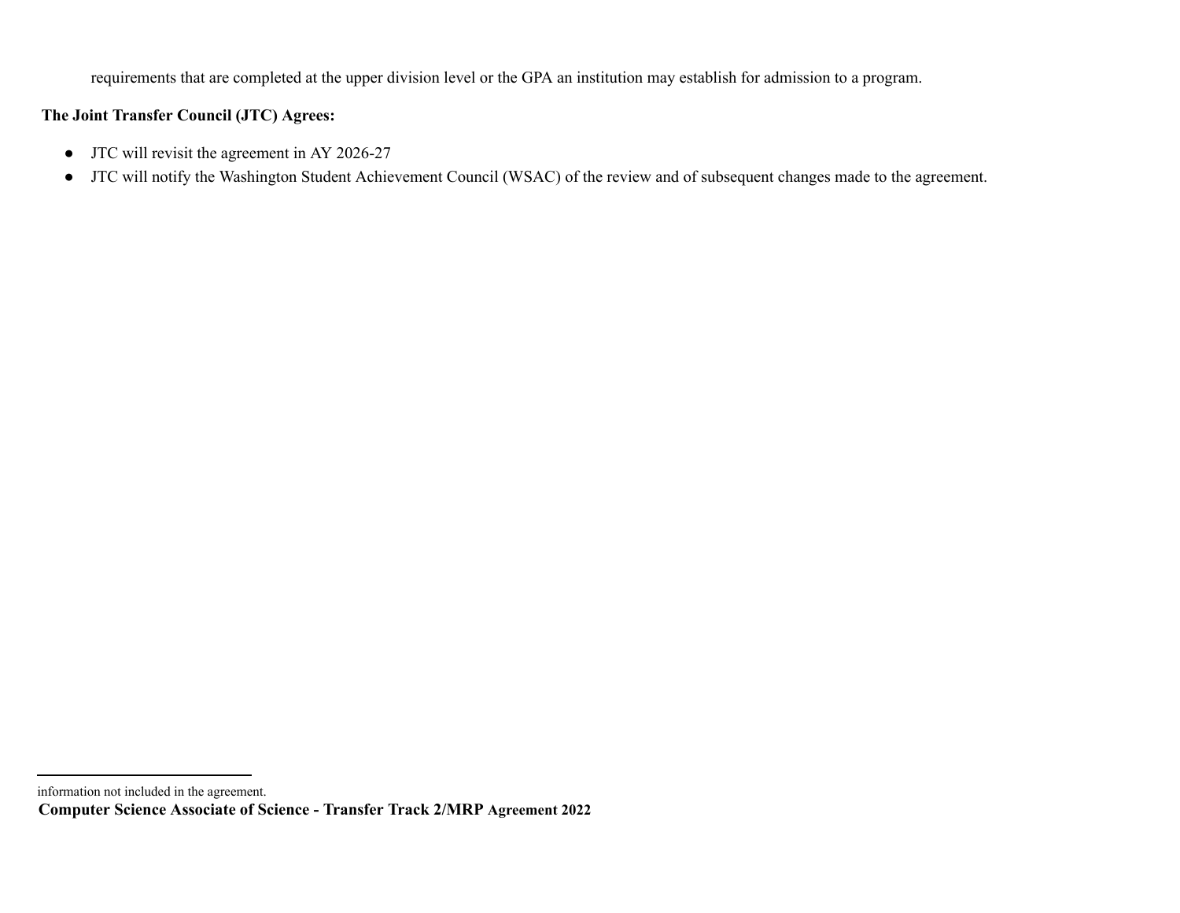requirements that are completed at the upper division level or the GPA an institution may establish for admission to a program.

**The Joint Transfer Council (JTC) Agrees:**

- JTC will revisit the agreement in AY 2026-27
- JTC will notify the Washington Student Achievement Council (WSAC) of the review and of subsequent changes made to the agreement.

information not included in the agreement.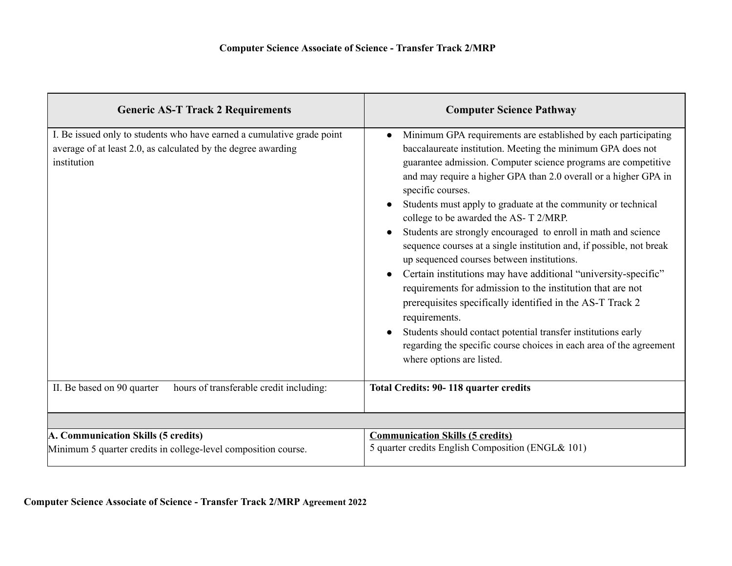**Computer Science Associate of Science - Transfer Track 2/MRP**

| Generic AS-T Track 2 Requirements | Computer Science Pathway |
|---|---|
| I. Be issued only to students who have earned a cumulative grade point average of at least 2.0, as calculated by the degree awarding institution | • Minimum GPA requirements are established by each participating baccalaureate institution. Meeting the minimum GPA does not guarantee admission. Computer science programs are competitive and may require a higher GPA than 2.0 overall or a higher GPA in specific courses.<br>• Students must apply to graduate at the community or technical college to be awarded the AS- T 2/MRP.<br>• Students are strongly encouraged to enroll in math and science sequence courses at a single institution and, if possible, not break up sequenced courses between institutions.<br>• Certain institutions may have additional "university-specific" requirements for admission to the institution that are not prerequisites specifically identified in the AS-T Track 2 requirements.<br>• Students should contact potential transfer institutions early regarding the specific course choices in each area of the agreement where options are listed. |
| II. Be based on 90 quarter hours of transferable credit including: | **Total Credits: 90- 118 quarter credits** |
| | |
| **A. Communication Skills (5 credits)**<br>Minimum 5 quarter credits in college-level composition course. | **Communication Skills (5 credits)**<br>5 quarter credits English Composition (ENGL& 101) |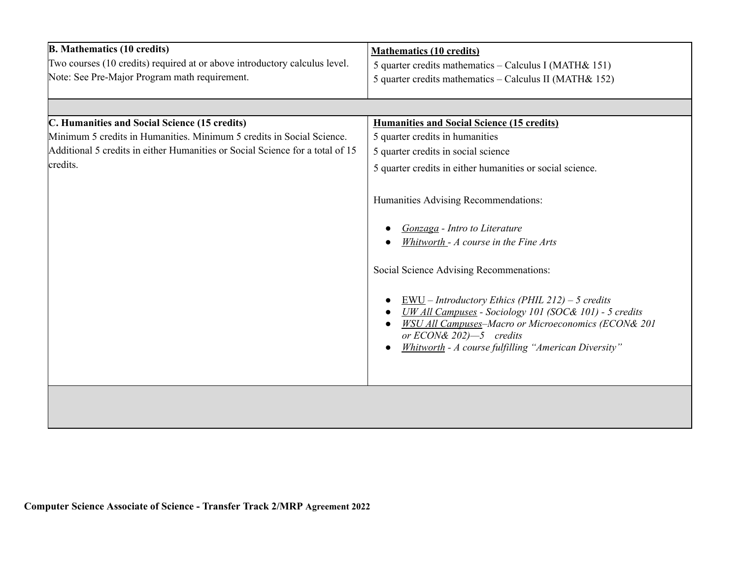| | |
|---|---|
| **B. Mathematics (10 credits)**<br>Two courses (10 credits) required at or above introductory calculus level. Note: See Pre-Major Program math requirement. | **Mathematics (10 credits)**<br>5 quarter credits mathematics – Calculus I (MATH& 151)<br>5 quarter credits mathematics – Calculus II (MATH& 152) |
| | |
| **C. Humanities and Social Science (15 credits)**<br>Minimum 5 credits in Humanities. Minimum 5 credits in Social Science. Additional 5 credits in either Humanities or Social Science for a total of 15 credits. | **Humanities and Social Science (15 credits)**<br>5 quarter credits in humanities<br>5 quarter credits in social science<br>5 quarter credits in either humanities or social science.<br><br>Humanities Advising Recommendations:<br><br>● *Gonzaga - Intro to Literature*<br>● *Whitworth - A course in the Fine Arts*<br><br>Social Science Advising Recommenations:<br><br>● EWU – *Introductory Ethics (PHIL 212) – 5 credits*<br>● *UW All Campuses - Sociology 101 (SOC& 101) - 5 credits*<br>● *WSU All Campuses–Macro or Microeconomics (ECON& 201 or ECON& 202)—5 credits*<br>● *Whitworth - A course fulfilling "American Diversity"* |
| | |

**Computer Science Associate of Science - Transfer Track 2/MRP Agreement 2022**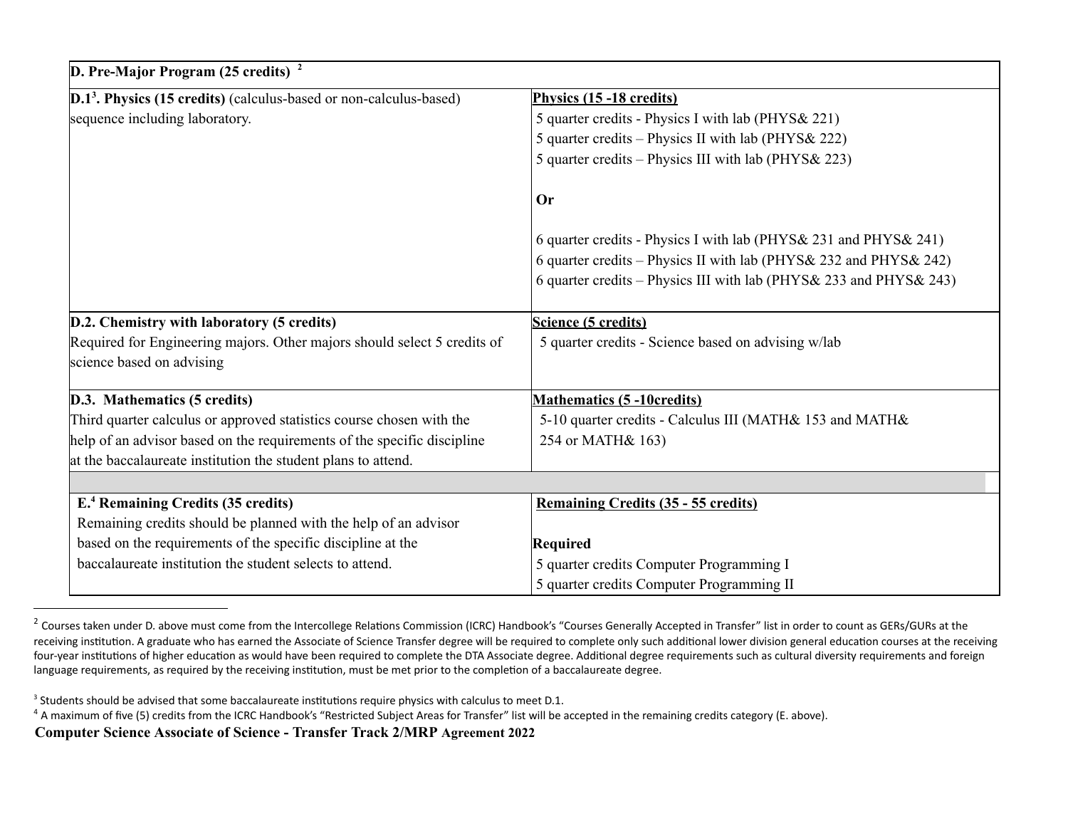| D. Pre-Major Program (25 credits) [2] | |
|---|---|
| **D.1[3]. Physics (15 credits)** (calculus-based or non-calculus-based) sequence including laboratory. | **Physics (15 -18 credits)**<br>5 quarter credits - Physics I with lab (PHYS& 221)<br>5 quarter credits – Physics II with lab (PHYS& 222)<br>5 quarter credits – Physics III with lab (PHYS& 223)<br><br>**Or**<br><br>6 quarter credits - Physics I with lab (PHYS& 231 and PHYS& 241)<br>6 quarter credits – Physics II with lab (PHYS& 232 and PHYS& 242)<br>6 quarter credits – Physics III with lab (PHYS& 233 and PHYS& 243) |
| **D.2. Chemistry with laboratory (5 credits)**<br>Required for Engineering majors. Other majors should select 5 credits of science based on advising | **Science (5 credits)**<br>5 quarter credits - Science based on advising w/lab |
| **D.3. Mathematics (5 credits)**<br>Third quarter calculus or approved statistics course chosen with the help of an advisor based on the requirements of the specific discipline at the baccalaureate institution the student plans to attend. | **Mathematics (5 -10credits)**<br>5-10 quarter credits - Calculus III (MATH& 153 and MATH& 254 or MATH& 163) |
| | |
| **E.[4] Remaining Credits (35 credits)**<br>Remaining credits should be planned with the help of an advisor based on the requirements of the specific discipline at the baccalaureate institution the student selects to attend. | **Remaining Credits (35 - 55 credits)**<br><br>**Required**<br>5 quarter credits Computer Programming I<br>5 quarter credits Computer Programming II |

[2] Courses taken under D. above must come from the Intercollege Relations Commission (ICRC) Handbook's "Courses Generally Accepted in Transfer" list in order to count as GERs/GURs at the receiving institution. A graduate who has earned the Associate of Science Transfer degree will be required to complete only such additional lower division general education courses at the receiving four-year institutions of higher education as would have been required to complete the DTA Associate degree. Additional degree requirements such as cultural diversity requirements and foreign language requirements, as required by the receiving institution, must be met prior to the completion of a baccalaureate degree.

[3] Students should be advised that some baccalaureate institutions require physics with calculus to meet D.1.

[4] A maximum of five (5) credits from the ICRC Handbook's "Restricted Subject Areas for Transfer" list will be accepted in the remaining credits category (E. above).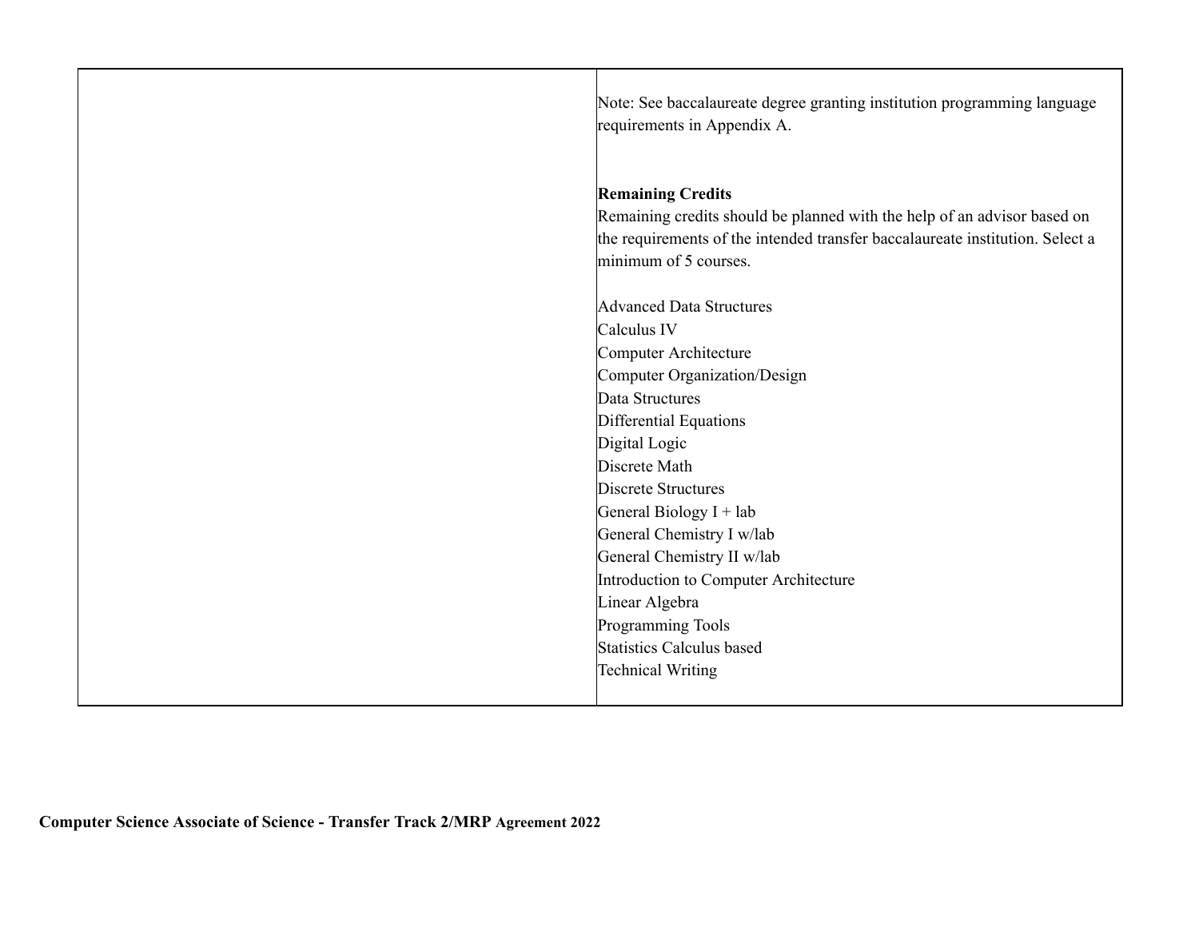| | |
|---|---|
| | Note: See baccalaureate degree granting institution programming language requirements in Appendix A.<br><br>**Remaining Credits**<br>Remaining credits should be planned with the help of an advisor based on the requirements of the intended transfer baccalaureate institution. Select a minimum of 5 courses.<br><br>Advanced Data Structures<br>Calculus IV<br>Computer Architecture<br>Computer Organization/Design<br>Data Structures<br>Differential Equations<br>Digital Logic<br>Discrete Math<br>Discrete Structures<br>General Biology I + lab<br>General Chemistry I w/lab<br>General Chemistry II w/lab<br>Introduction to Computer Architecture<br>Linear Algebra<br>Programming Tools<br>Statistics Calculus based<br>Technical Writing |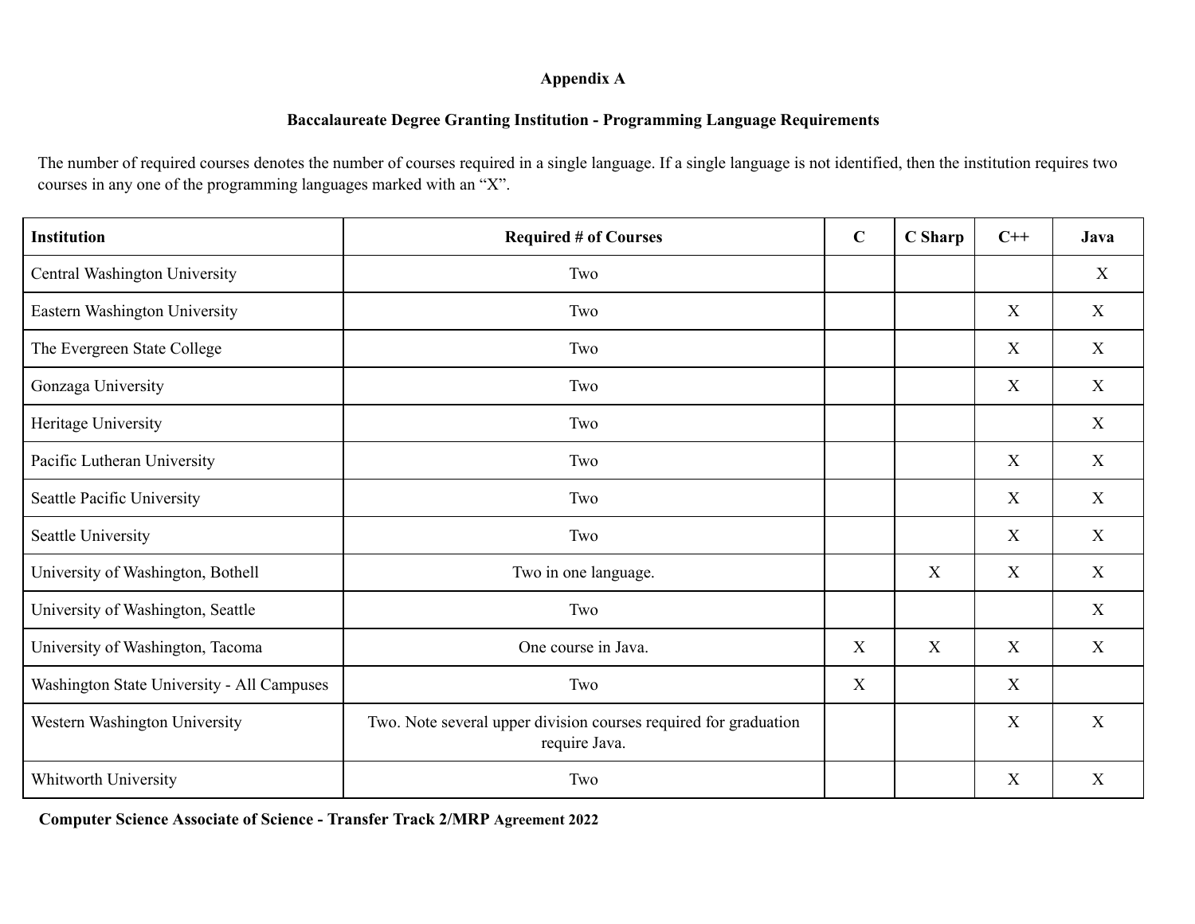# Appendix A

## Baccalaureate Degree Granting Institution - Programming Language Requirements

The number of required courses denotes the number of courses required in a single language. If a single language is not identified, then the institution requires two courses in any one of the programming languages marked with an "X".

| Institution | Required # of Courses | C | C Sharp | C++ | Java |
|---|---|---|---|---|---|
| Central Washington University | Two | | | | X |
| Eastern Washington University | Two | | | X | X |
| The Evergreen State College | Two | | | X | X |
| Gonzaga University | Two | | | X | X |
| Heritage University | Two | | | | X |
| Pacific Lutheran University | Two | | | X | X |
| Seattle Pacific University | Two | | | X | X |
| Seattle University | Two | | | X | X |
| University of Washington, Bothell | Two in one language. | | X | X | X |
| University of Washington, Seattle | Two | | | | X |
| University of Washington, Tacoma | One course in Java. | X | X | X | X |
| Washington State University - All Campuses | Two | X | | X | |
| Western Washington University | Two. Note several upper division courses required for graduation require Java. | | | X | X |
| Whitworth University | Two | | | X | X |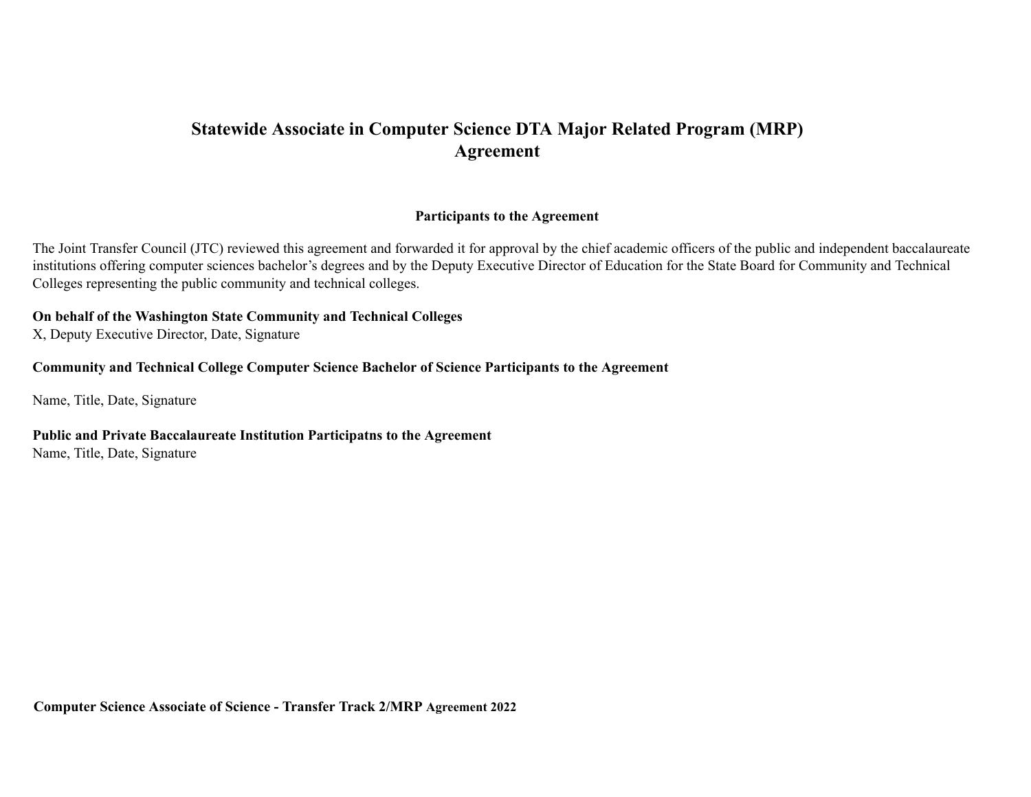# Statewide Associate in Computer Science DTA Major Related Program (MRP) Agreement

### Participants to the Agreement

The Joint Transfer Council (JTC) reviewed this agreement and forwarded it for approval by the chief academic officers of the public and independent baccalaureate institutions offering computer sciences bachelor's degrees and by the Deputy Executive Director of Education for the State Board for Community and Technical Colleges representing the public community and technical colleges.

**On behalf of the Washington State Community and Technical Colleges**
X, Deputy Executive Director, Date, Signature

**Community and Technical College Computer Science Bachelor of Science Participants to the Agreement**

Name, Title, Date, Signature

**Public and Private Baccalaureate Institution Participatns to the Agreement**
Name, Title, Date, Signature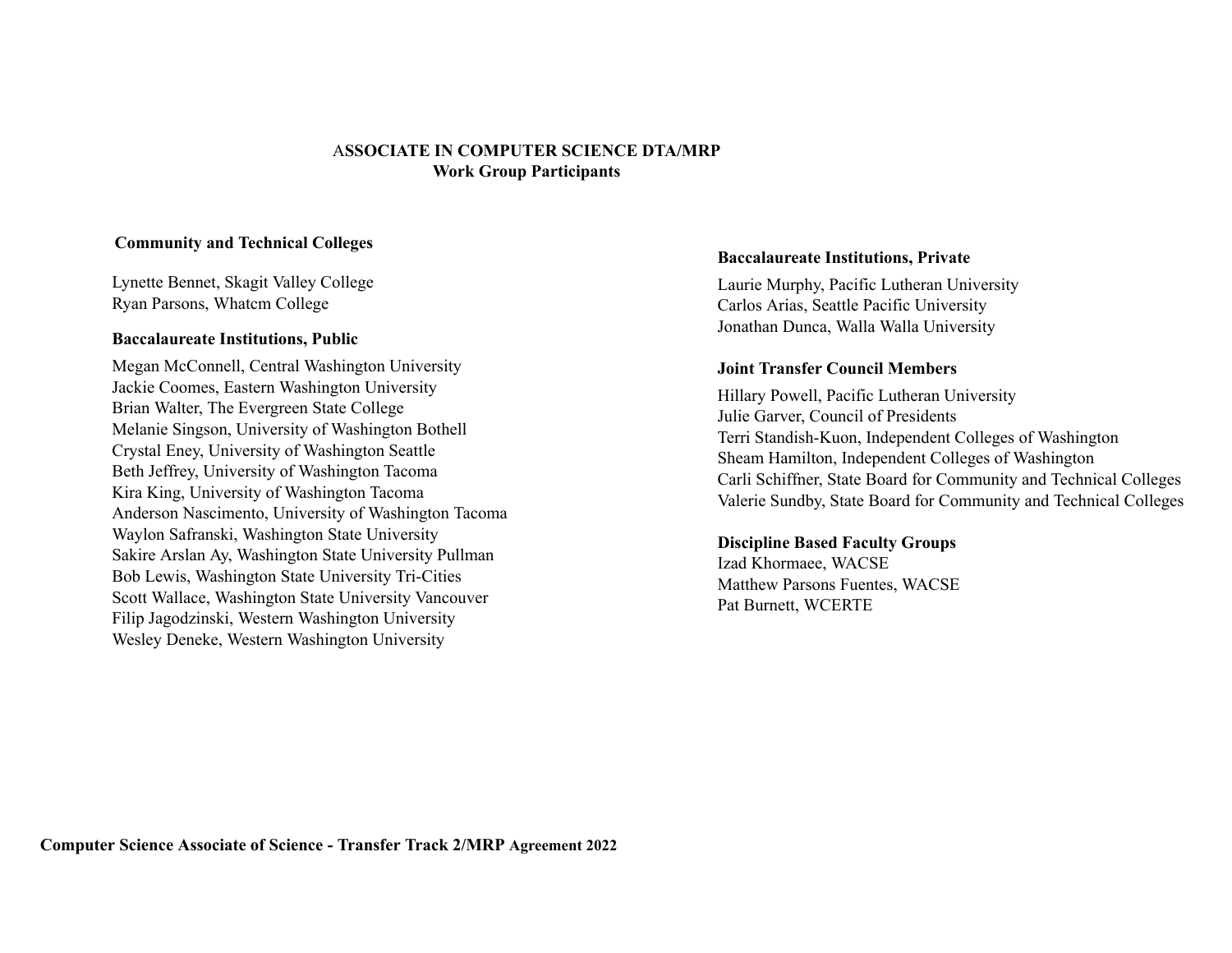# ASSOCIATE IN COMPUTER SCIENCE DTA/MRP
## Work Group Participants

**Community and Technical Colleges**

Lynette Bennet, Skagit Valley College
Ryan Parsons, Whatcm College

**Baccalaureate Institutions, Public**

Megan McConnell, Central Washington University
Jackie Coomes, Eastern Washington University
Brian Walter, The Evergreen State College
Melanie Singson, University of Washington Bothell
Crystal Eney, University of Washington Seattle
Beth Jeffrey, University of Washington Tacoma
Kira King, University of Washington Tacoma
Anderson Nascimento, University of Washington Tacoma
Waylon Safranski, Washington State University
Sakire Arslan Ay, Washington State University Pullman
Bob Lewis, Washington State University Tri-Cities
Scott Wallace, Washington State University Vancouver
Filip Jagodzinski, Western Washington University
Wesley Deneke, Western Washington University

**Baccalaureate Institutions, Private**

Laurie Murphy, Pacific Lutheran University
Carlos Arias, Seattle Pacific University
Jonathan Dunca, Walla Walla University

**Joint Transfer Council Members**

Hillary Powell, Pacific Lutheran University
Julie Garver, Council of Presidents
Terri Standish-Kuon, Independent Colleges of Washington
Sheam Hamilton, Independent Colleges of Washington
Carli Schiffner, State Board for Community and Technical Colleges
Valerie Sundby, State Board for Community and Technical Colleges

**Discipline Based Faculty Groups**

Izad Khormaee, WACSE
Matthew Parsons Fuentes, WACSE
Pat Burnett, WCERTE